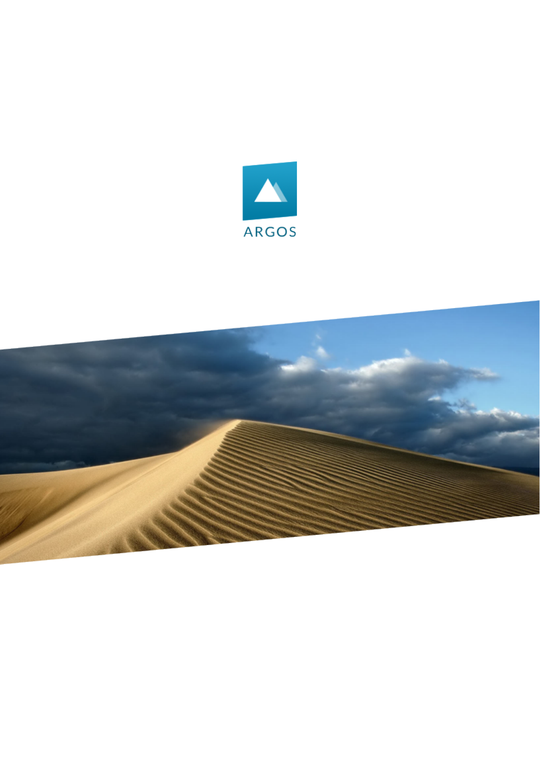ARGOS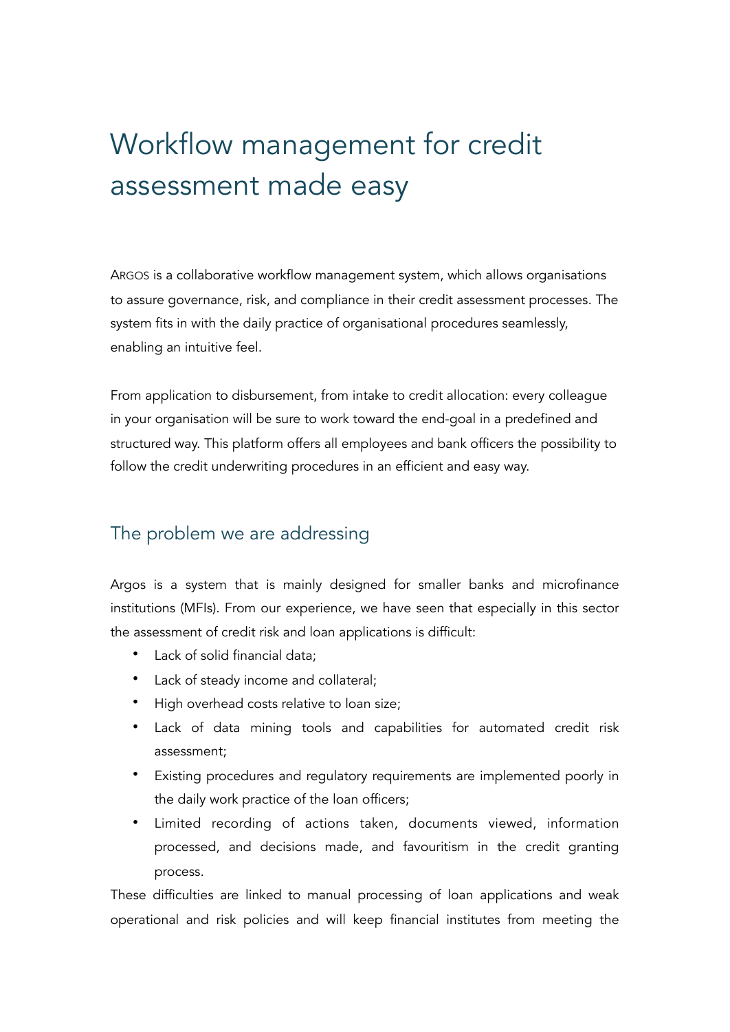# Workflow management for credit assessment made easy

ARGOS is a collaborative workflow management system, which allows organisations to assure governance, risk, and compliance in their credit assessment processes. The system fits in with the daily practice of organisational procedures seamlessly, enabling an intuitive feel.

From application to disbursement, from intake to credit allocation: every colleague in your organisation will be sure to work toward the end-goal in a predefined and structured way. This platform offers all employees and bank officers the possibility to follow the credit underwriting procedures in an efficient and easy way.

## The problem we are addressing

Argos is a system that is mainly designed for smaller banks and microfinance institutions (MFIs). From our experience, we have seen that especially in this sector the assessment of credit risk and loan applications is difficult:

- Lack of solid financial data;
- Lack of steady income and collateral;
- High overhead costs relative to loan size;
- Lack of data mining tools and capabilities for automated credit risk assessment;
- Existing procedures and regulatory requirements are implemented poorly in the daily work practice of the loan officers;
- Limited recording of actions taken, documents viewed, information processed, and decisions made, and favouritism in the credit granting process.

These difficulties are linked to manual processing of loan applications and weak operational and risk policies and will keep financial institutes from meeting the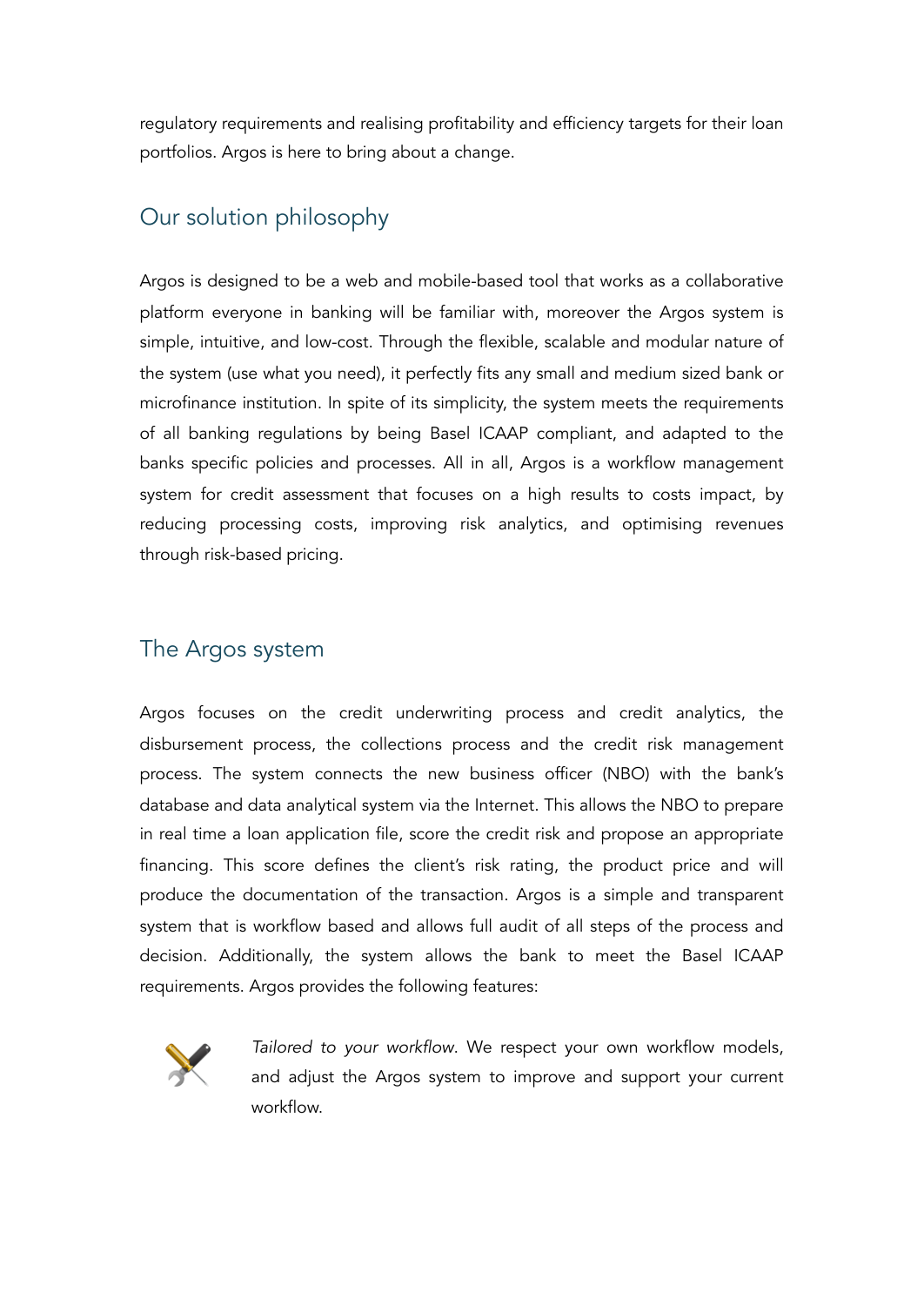regulatory requirements and realising profitability and efficiency targets for their loan portfolios. Argos is here to bring about a change.

## Our solution philosophy

Argos is designed to be a web and mobile-based tool that works as a collaborative platform everyone in banking will be familiar with, moreover the Argos system is simple, intuitive, and low-cost. Through the flexible, scalable and modular nature of the system (use what you need), it perfectly fits any small and medium sized bank or microfinance institution. In spite of its simplicity, the system meets the requirements of all banking regulations by being Basel ICAAP compliant, and adapted to the banks specific policies and processes. All in all, Argos is a workflow management system for credit assessment that focuses on a high results to costs impact, by reducing processing costs, improving risk analytics, and optimising revenues through risk-based pricing.

## The Argos system

Argos focuses on the credit underwriting process and credit analytics, the disbursement process, the collections process and the credit risk management process. The system connects the new business officer (NBO) with the bank's database and data analytical system via the Internet. This allows the NBO to prepare in real time a loan application file, score the credit risk and propose an appropriate financing. This score defines the client's risk rating, the product price and will produce the documentation of the transaction. Argos is a simple and transparent system that is workflow based and allows full audit of all steps of the process and decision. Additionally, the system allows the bank to meet the Basel ICAAP requirements. Argos provides the following features:

*Tailored to your workflow.* We respect your own workflow models, and adjust the Argos system to improve and support your current workflow.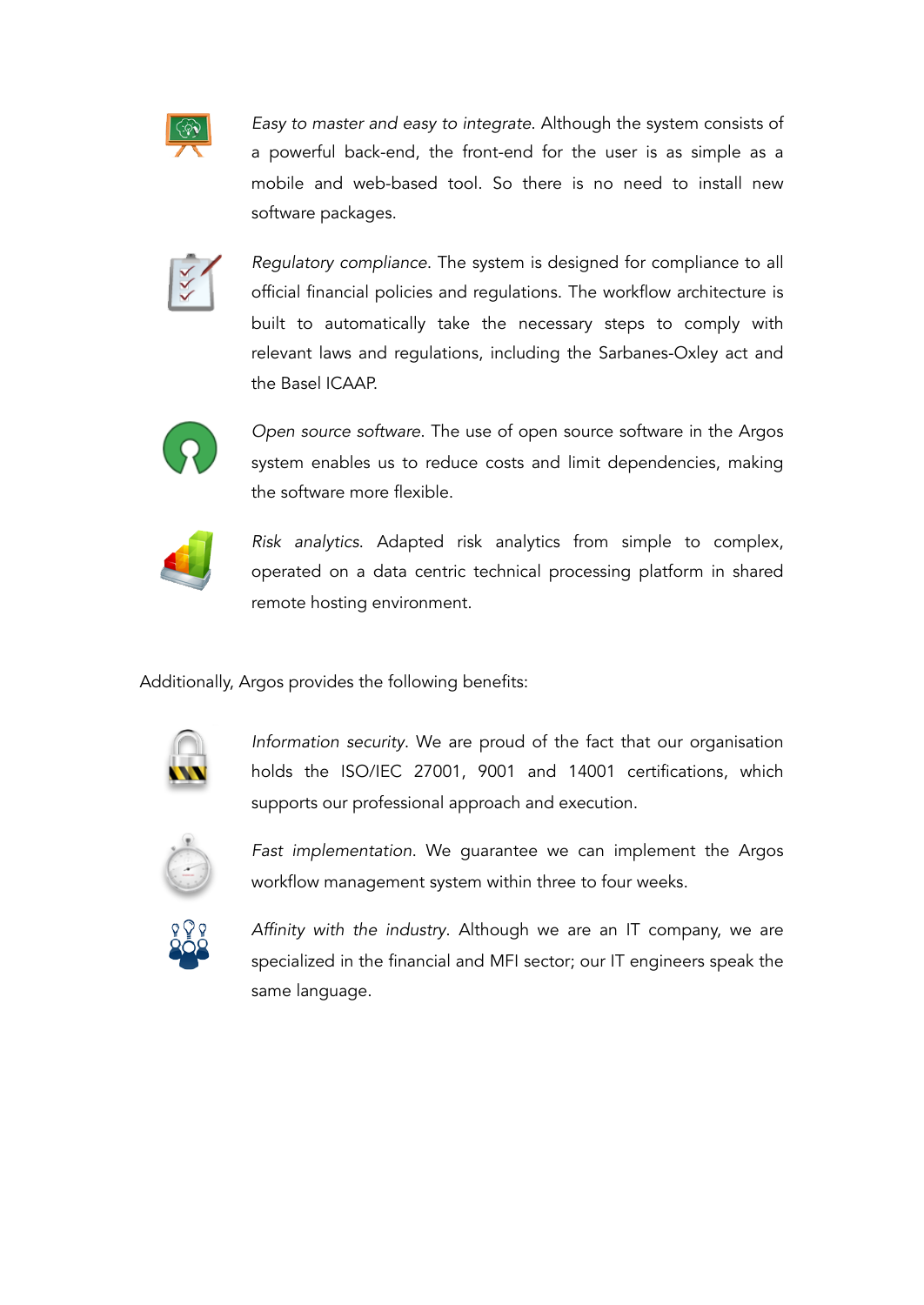*Easy to master and easy to integrate*. Although the system consists of a powerful back-end, the front-end for the user is as simple as a mobile and web-based tool. So there is no need to install new software packages.

*Regulatory compliance*. The system is designed for compliance to all official financial policies and regulations. The workflow architecture is built to automatically take the necessary steps to comply with relevant laws and regulations, including the Sarbanes-Oxley act and the Basel ICAAP.

*Open source software*. The use of open source software in the Argos system enables us to reduce costs and limit dependencies, making the software more flexible.

*Risk analytics*. Adapted risk analytics from simple to complex, operated on a data centric technical processing platform in shared remote hosting environment.

Additionally, Argos provides the following benefits:

*Information security*. We are proud of the fact that our organisation holds the ISO/IEC 27001, 9001 and 14001 certifications, which supports our professional approach and execution.

*Fast implementation*. We guarantee we can implement the Argos workflow management system within three to four weeks.

*Affinity with the industry*. Although we are an IT company, we are specialized in the financial and MFI sector; our IT engineers speak the same language.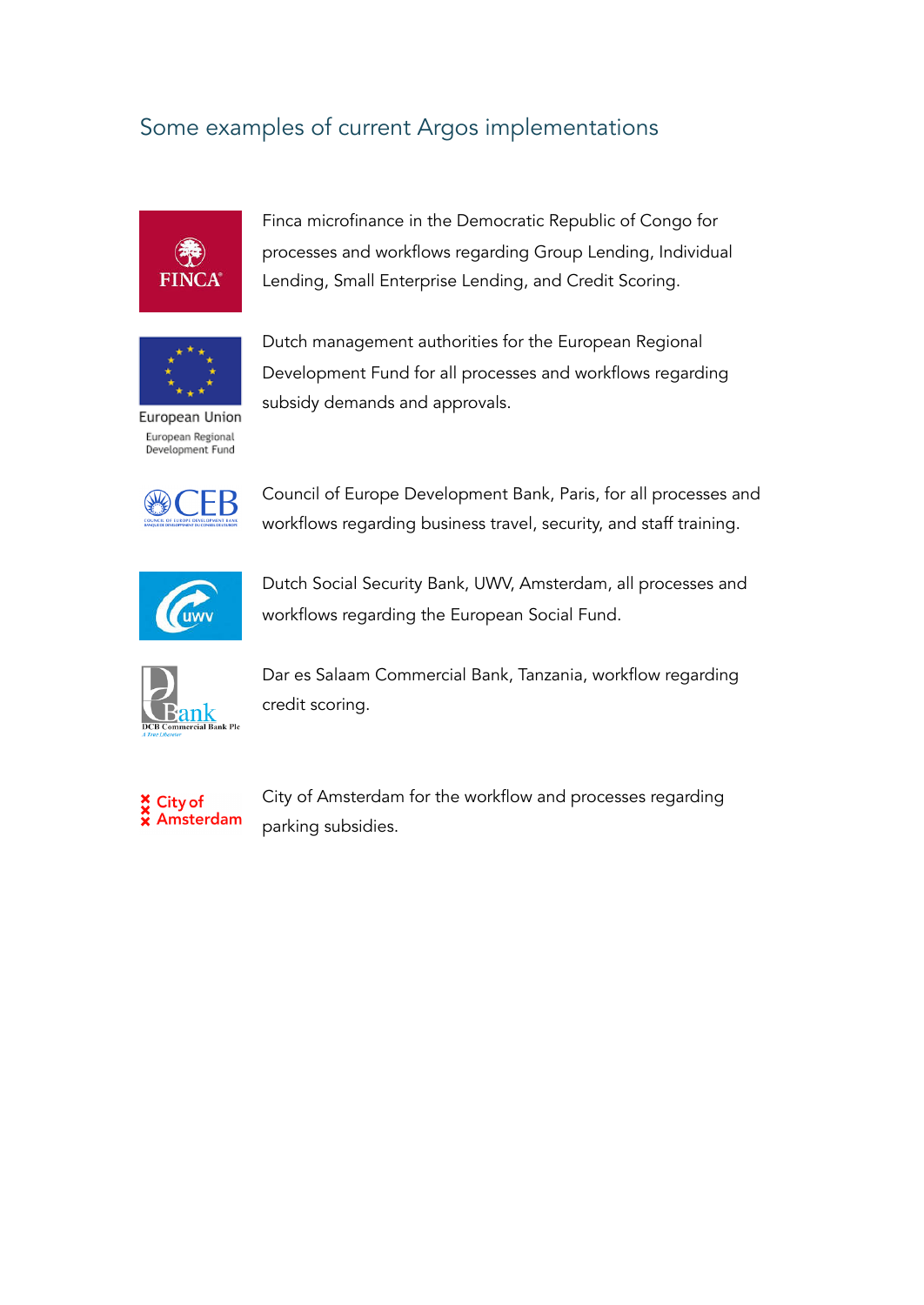## Some examples of current Argos implementations

Finca microfinance in the Democratic Republic of Congo for processes and workflows regarding Group Lending, Individual Lending, Small Enterprise Lending, and Credit Scoring.

Dutch management authorities for the European Regional Development Fund for all processes and workflows regarding subsidy demands and approvals.

Council of Europe Development Bank, Paris, for all processes and workflows regarding business travel, security, and staff training.

Dutch Social Security Bank, UWV, Amsterdam, all processes and workflows regarding the European Social Fund.

Dar es Salaam Commercial Bank, Tanzania, workflow regarding credit scoring.

City of Amsterdam for the workflow and processes regarding parking subsidies.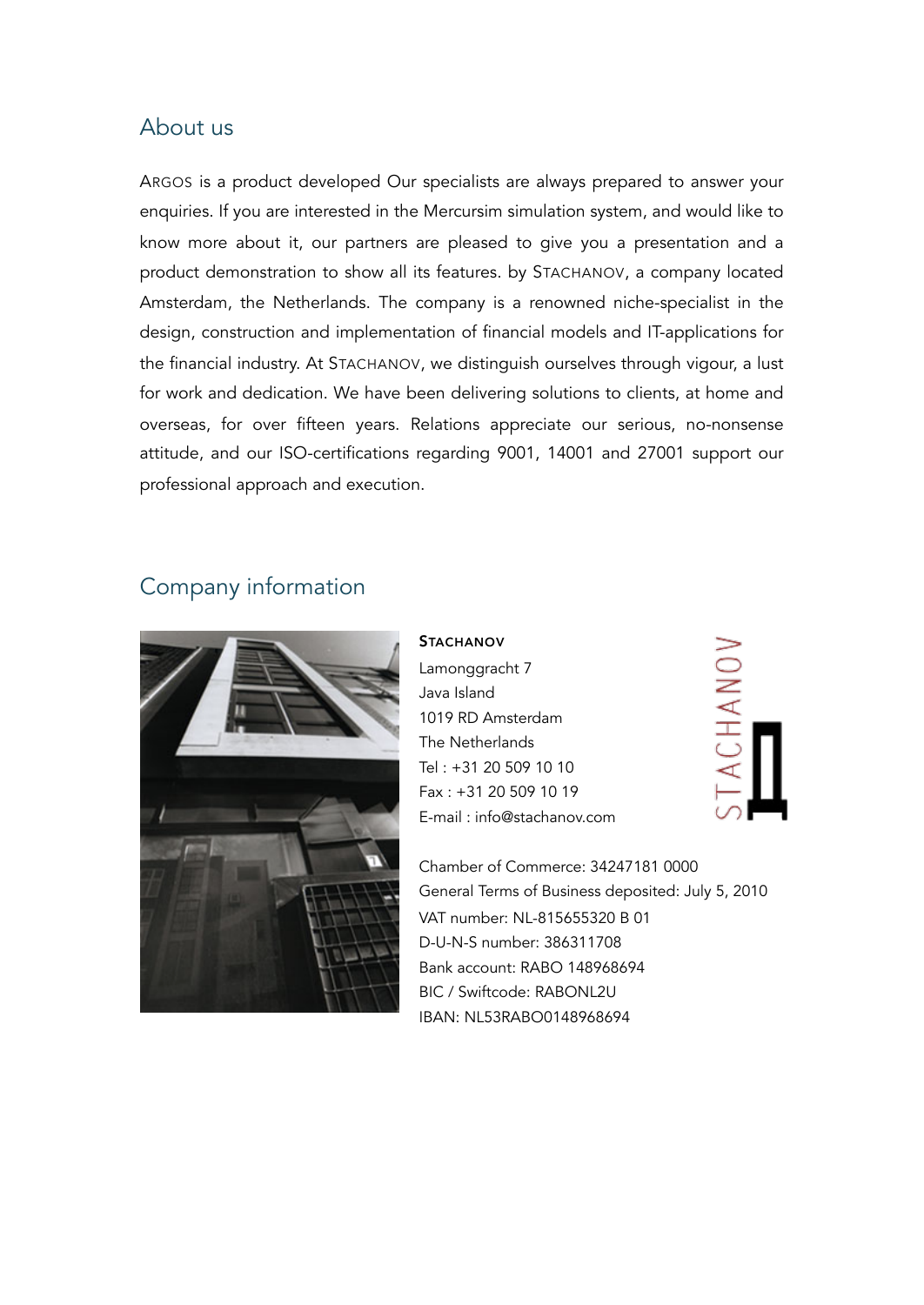## About us

ARGOS is a product developed Our specialists are always prepared to answer your enquiries. If you are interested in the Mercursim simulation system, and would like to know more about it, our partners are pleased to give you a presentation and a product demonstration to show all its features. by STACHANOV, a company located Amsterdam, the Netherlands. The company is a renowned niche-specialist in the design, construction and implementation of financial models and IT-applications for the financial industry. At STACHANOV, we distinguish ourselves through vigour, a lust for work and dedication. We have been delivering solutions to clients, at home and overseas, for over fifteen years. Relations appreciate our serious, no-nonsense attitude, and our ISO-certifications regarding 9001, 14001 and 27001 support our professional approach and execution.

## Company information

**STACHANOV**
Lamonggracht 7
Java Island
1019 RD Amsterdam
The Netherlands
Tel : +31 20 509 10 10
Fax : +31 20 509 10 19
E-mail : info@stachanov.com

Chamber of Commerce: 34247181 0000
General Terms of Business deposited: July 5, 2010
VAT number: NL-815655320 B 01
D-U-N-S number: 386311708
Bank account: RABO 148968694
BIC / Swiftcode: RABONL2U
IBAN: NL53RABO0148968694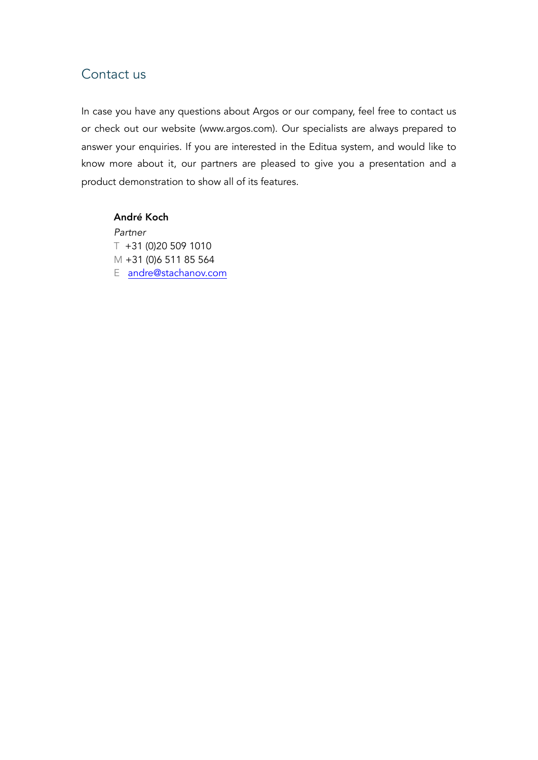## Contact us

In case you have any questions about Argos or our company, feel free to contact us or check out our website (www.argos.com). Our specialists are always prepared to answer your enquiries. If you are interested in the Editua system, and would like to know more about it, our partners are pleased to give you a presentation and a product demonstration to show all of its features.

**André Koch**
*Partner*
T +31 (0)20 509 1010
M +31 (0)6 511 85 564
E andre@stachanov.com